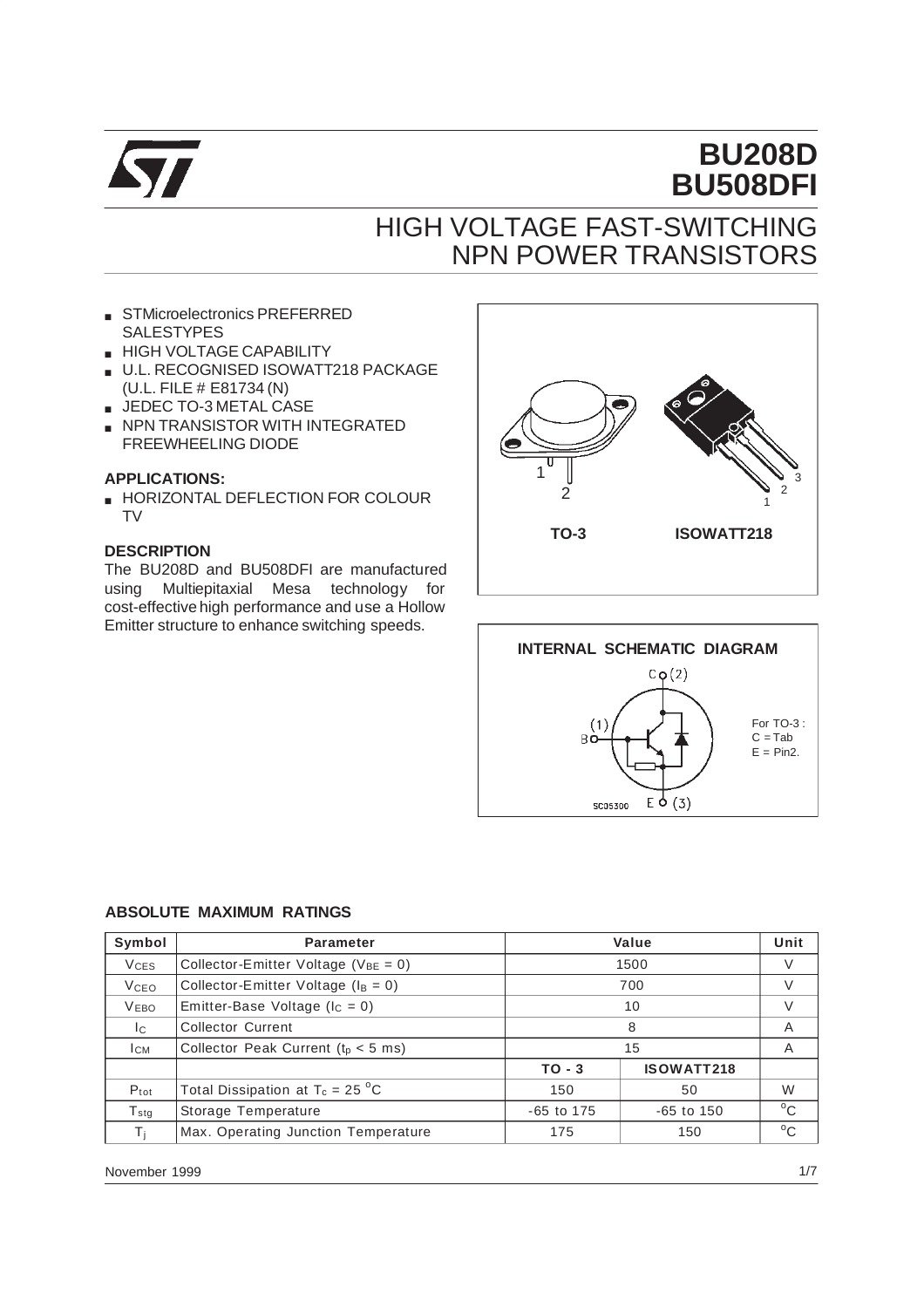# BU208D
# BU508DFI

## HIGH VOLTAGE FAST-SWITCHING NPN POWER TRANSISTORS

- STMicroelectronics PREFERRED SALESTYPES
- HIGH VOLTAGE CAPABILITY
- U.L. RECOGNISED ISOWATT218 PACKAGE (U.L. FILE # E81734 (N)
- JEDEC TO-3 METAL CASE
- NPN TRANSISTOR WITH INTEGRATED FREEWHEELING DIODE

### APPLICATIONS:

- HORIZONTAL DEFLECTION FOR COLOUR TV

### DESCRIPTION

The BU208D and BU508DFI are manufactured using Multiepitaxial Mesa technology for cost-effective high performance and use a Hollow Emitter structure to enhance switching speeds.

TO-3 ISOWATT218

### INTERNAL SCHEMATIC DIAGRAM

For TO-3 : C = Tab E = Pin2.

### ABSOLUTE MAXIMUM RATINGS

| Symbol | Parameter | Value | | Unit |
|---|---|---|---|---|
| $V_{CES}$ | Collector-Emitter Voltage ($V_{BE}$ = 0) | 1500 | | V |
| $V_{CEO}$ | Collector-Emitter Voltage ($I_B$ = 0) | 700 | | V |
| $V_{EBO}$ | Emitter-Base Voltage ($I_C$ = 0) | 10 | | V |
| $I_C$ | Collector Current | 8 | | A |
| $I_{CM}$ | Collector Peak Current ($t_p$ < 5 ms) | 15 | | A |
| | | TO - 3 | ISOWATT218 | |
| $P_{tot}$ | Total Dissipation at $T_c$ = 25 $^oC$ | 150 | 50 | W |
| $T_{stg}$ | Storage Temperature | -65 to 175 | -65 to 150 | $^oC$ |
| $T_j$ | Max. Operating Junction Temperature | 175 | 150 | $^oC$ |

November 1999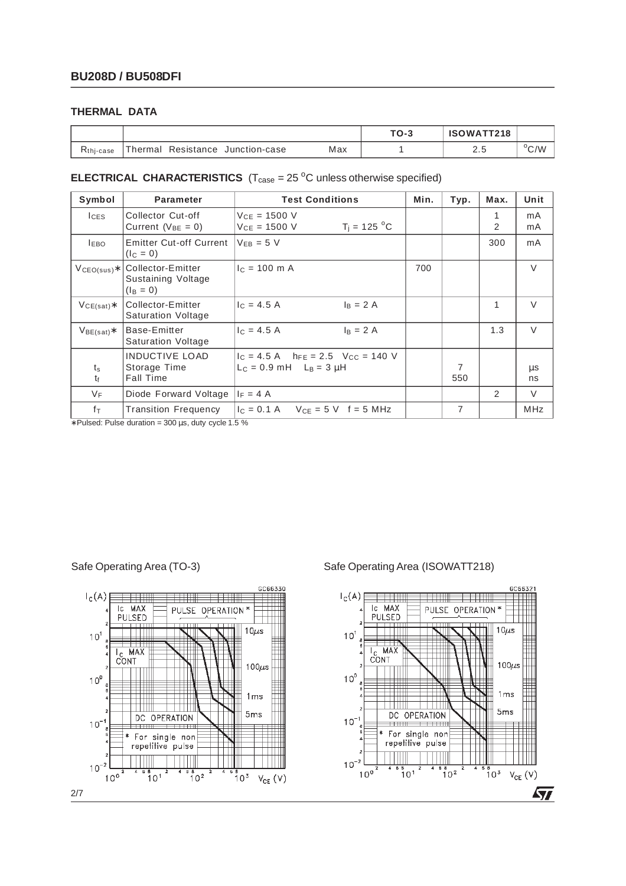## THERMAL DATA

| | | | TO-3 | ISOWATT218 | |
|---|---|---|---|---|---|
| $R_{thj-case}$ | Thermal Resistance Junction-case | Max | 1 | 2.5 | $^oC/W$ |

## ELECTRICAL CHARACTERISTICS ($T_{case}$ = 25 $^oC$ unless otherwise specified)

| Symbol | Parameter | Test Conditions | Min. | Typ. | Max. | Unit |
|---|---|---|---|---|---|---|
| $I_{CES}$ | Collector Cut-off Current ($V_{BE}$ = 0) | $V_{CE}$ = 1500 V<br>$V_{CE}$ = 1500 V    $T_j$ = 125 $^oC$ | | | 1<br>2 | mA<br>mA |
| $I_{EBO}$ | Emitter Cut-off Current ($I_C$ = 0) | $V_{EB}$ = 5 V | | | 300 | mA |
| $V_{CEO(sus)}$* | Collector-Emitter Sustaining Voltage ($I_B$ = 0) | $I_C$ = 100 m A | 700 | | | V |
| $V_{CE(sat)}$* | Collector-Emitter Saturation Voltage | $I_C$ = 4.5 A    $I_B$ = 2 A | | | 1 | V |
| $V_{BE(sat)}$* | Base-Emitter Saturation Voltage | $I_C$ = 4.5 A    $I_B$ = 2 A | | | 1.3 | V |
| $t_s$<br>$t_f$ | INDUCTIVE LOAD<br>Storage Time<br>Fall Time | $I_C$ = 4.5 A    $h_{FE}$ = 2.5    $V_{CC}$ = 140 V<br>$L_C$ = 0.9 mH    $L_B$ = 3 µH | | 7<br>550 | | µs<br>ns |
| $V_F$ | Diode Forward Voltage | $I_F$ = 4 A | | | 2 | V |
| $f_T$ | Transition Frequency | $I_C$ = 0.1 A    $V_{CE}$ = 5 V    f = 5 MHz | | 7 | | MHz |

*Pulsed: Pulse duration = 300 µs, duty cycle 1.5 %

Safe Operating Area (TO-3)

Safe Operating Area (ISOWATT218)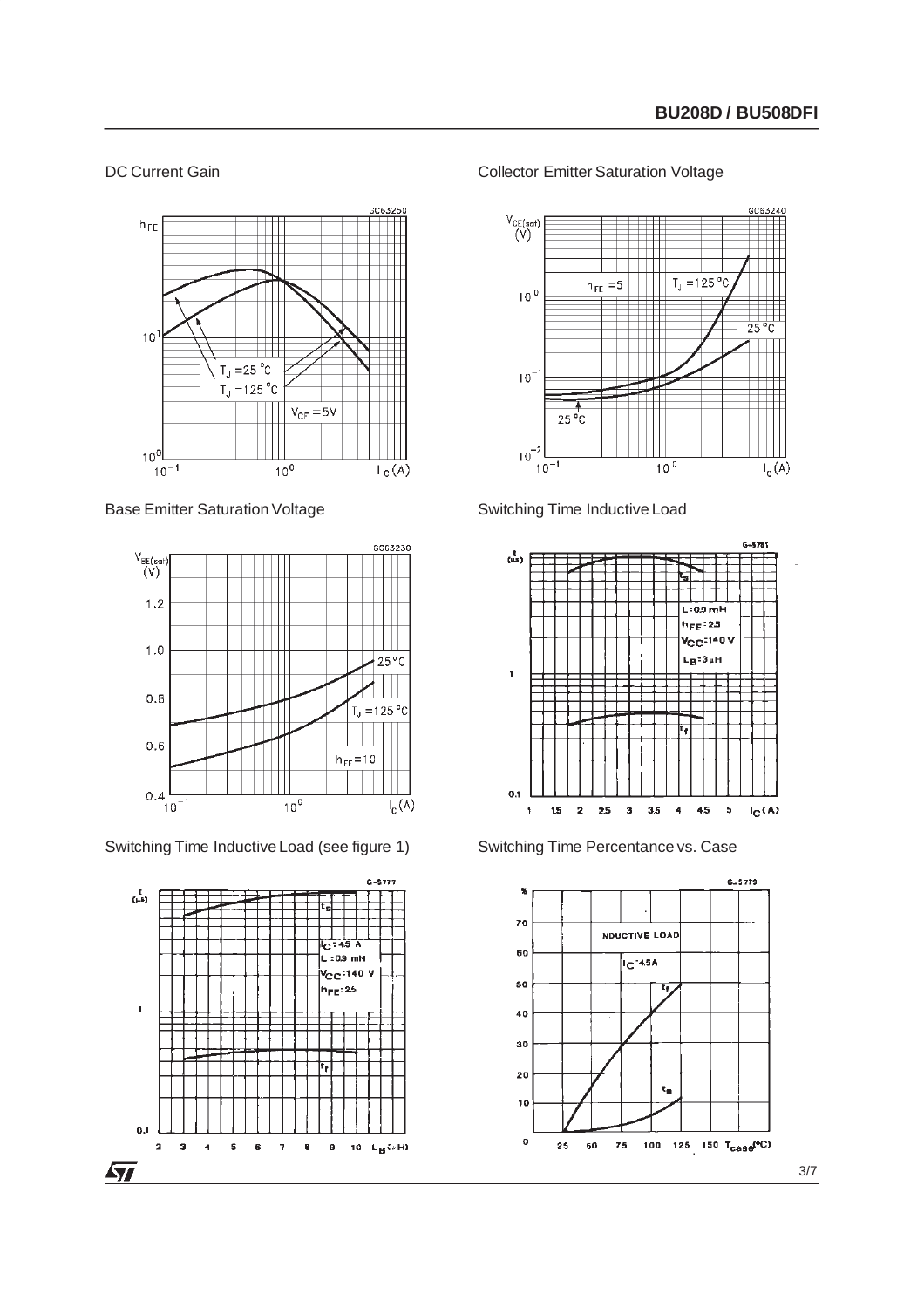DC Current Gain

Collector Emitter Saturation Voltage

Base Emitter Saturation Voltage

Switching Time Inductive Load

Switching Time Inductive Load (see figure 1)

Switching Time Percentance vs. Case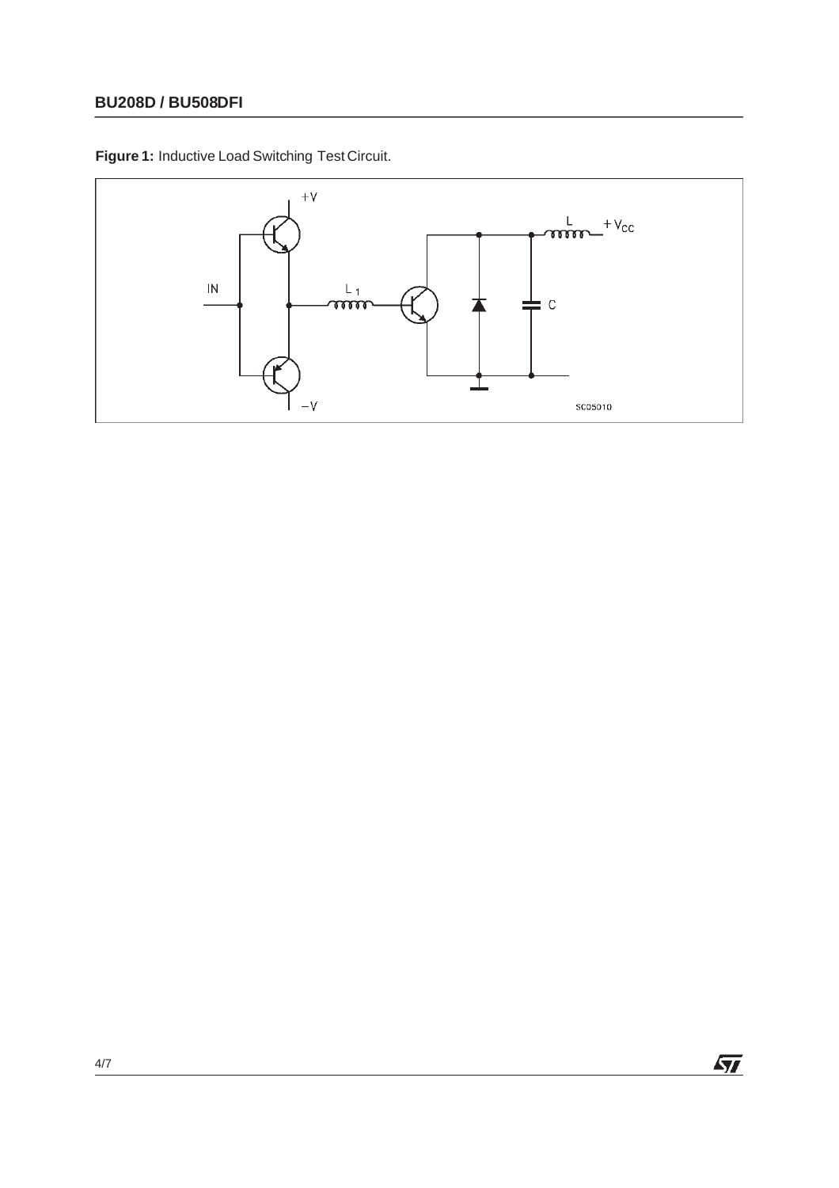**Figure 1:** Inductive Load Switching Test Circuit.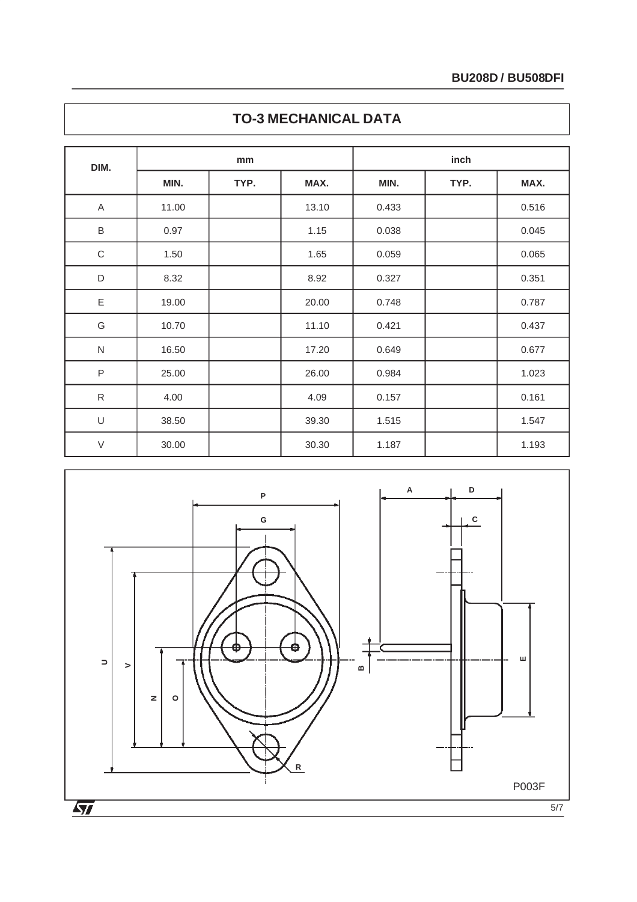## TO-3 MECHANICAL DATA

| DIM. | mm | | | inch | | |
|---|---|---|---|---|---|---|
| | MIN. | TYP. | MAX. | MIN. | TYP. | MAX. |
| A | 11.00 | | 13.10 | 0.433 | | 0.516 |
| B | 0.97 | | 1.15 | 0.038 | | 0.045 |
| C | 1.50 | | 1.65 | 0.059 | | 0.065 |
| D | 8.32 | | 8.92 | 0.327 | | 0.351 |
| E | 19.00 | | 20.00 | 0.748 | | 0.787 |
| G | 10.70 | | 11.10 | 0.421 | | 0.437 |
| N | 16.50 | | 17.20 | 0.649 | | 0.677 |
| P | 25.00 | | 26.00 | 0.984 | | 1.023 |
| R | 4.00 | | 4.09 | 0.157 | | 0.161 |
| U | 38.50 | | 39.30 | 1.515 | | 1.547 |
| V | 30.00 | | 30.30 | 1.187 | | 1.193 |

P003F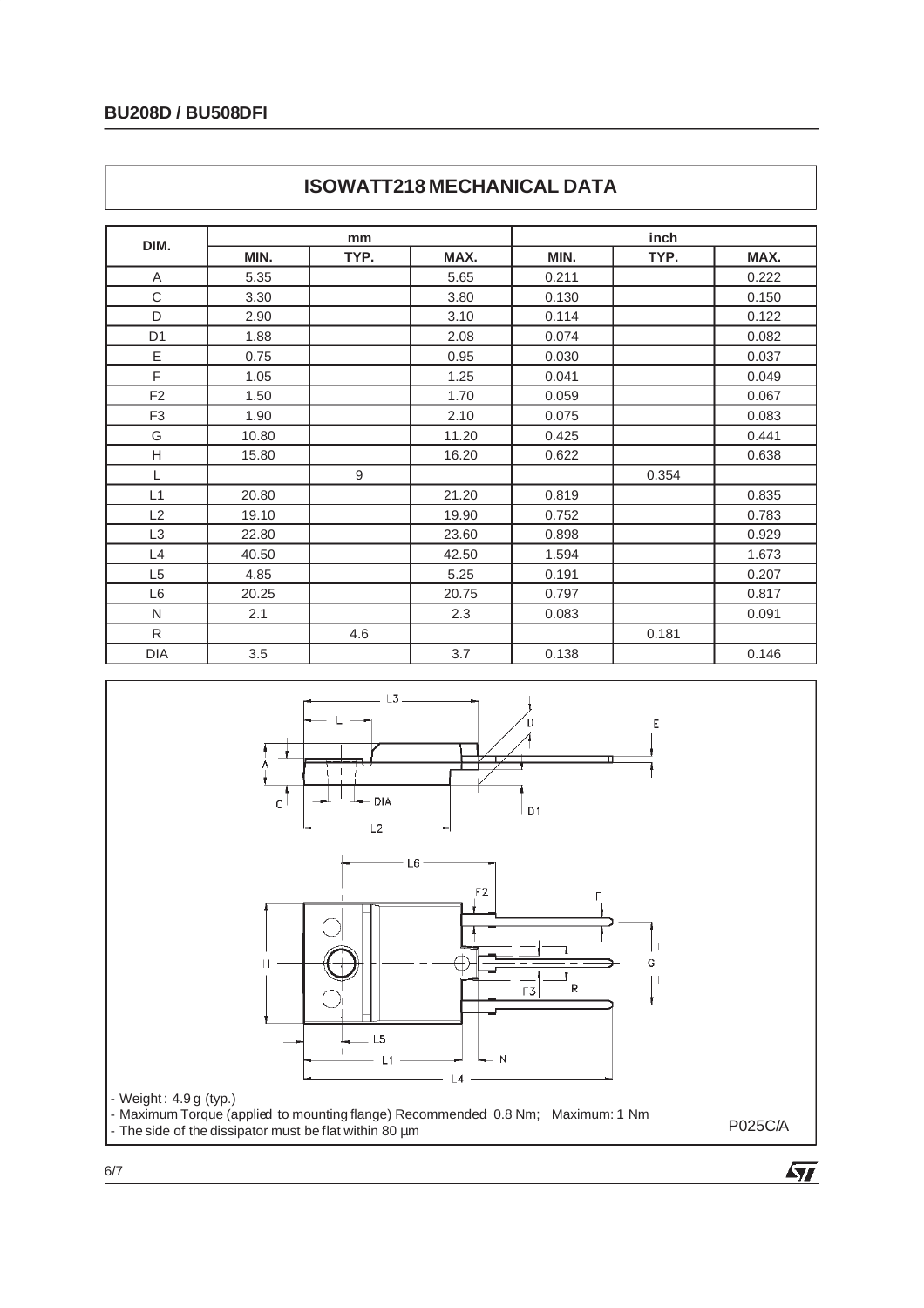## ISOWATT218 MECHANICAL DATA

| DIM. | mm | | | inch | | |
|---|---|---|---|---|---|---|
| | MIN. | TYP. | MAX. | MIN. | TYP. | MAX. |
| A | 5.35 | | 5.65 | 0.211 | | 0.222 |
| C | 3.30 | | 3.80 | 0.130 | | 0.150 |
| D | 2.90 | | 3.10 | 0.114 | | 0.122 |
| D1 | 1.88 | | 2.08 | 0.074 | | 0.082 |
| E | 0.75 | | 0.95 | 0.030 | | 0.037 |
| F | 1.05 | | 1.25 | 0.041 | | 0.049 |
| F2 | 1.50 | | 1.70 | 0.059 | | 0.067 |
| F3 | 1.90 | | 2.10 | 0.075 | | 0.083 |
| G | 10.80 | | 11.20 | 0.425 | | 0.441 |
| H | 15.80 | | 16.20 | 0.622 | | 0.638 |
| L | | 9 | | | 0.354 | |
| L1 | 20.80 | | 21.20 | 0.819 | | 0.835 |
| L2 | 19.10 | | 19.90 | 0.752 | | 0.783 |
| L3 | 22.80 | | 23.60 | 0.898 | | 0.929 |
| L4 | 40.50 | | 42.50 | 1.594 | | 1.673 |
| L5 | 4.85 | | 5.25 | 0.191 | | 0.207 |
| L6 | 20.25 | | 20.75 | 0.797 | | 0.817 |
| N | 2.1 | | 2.3 | 0.083 | | 0.091 |
| R | | 4.6 | | | 0.181 | |
| DIA | 3.5 | | 3.7 | 0.138 | | 0.146 |

- Weight : 4.9 g (typ.)
- Maximum Torque (applied to mounting flange) Recommended 0.8 Nm; Maximum: 1 Nm
- The side of the dissipator must be flat within 80 µm

P025C/A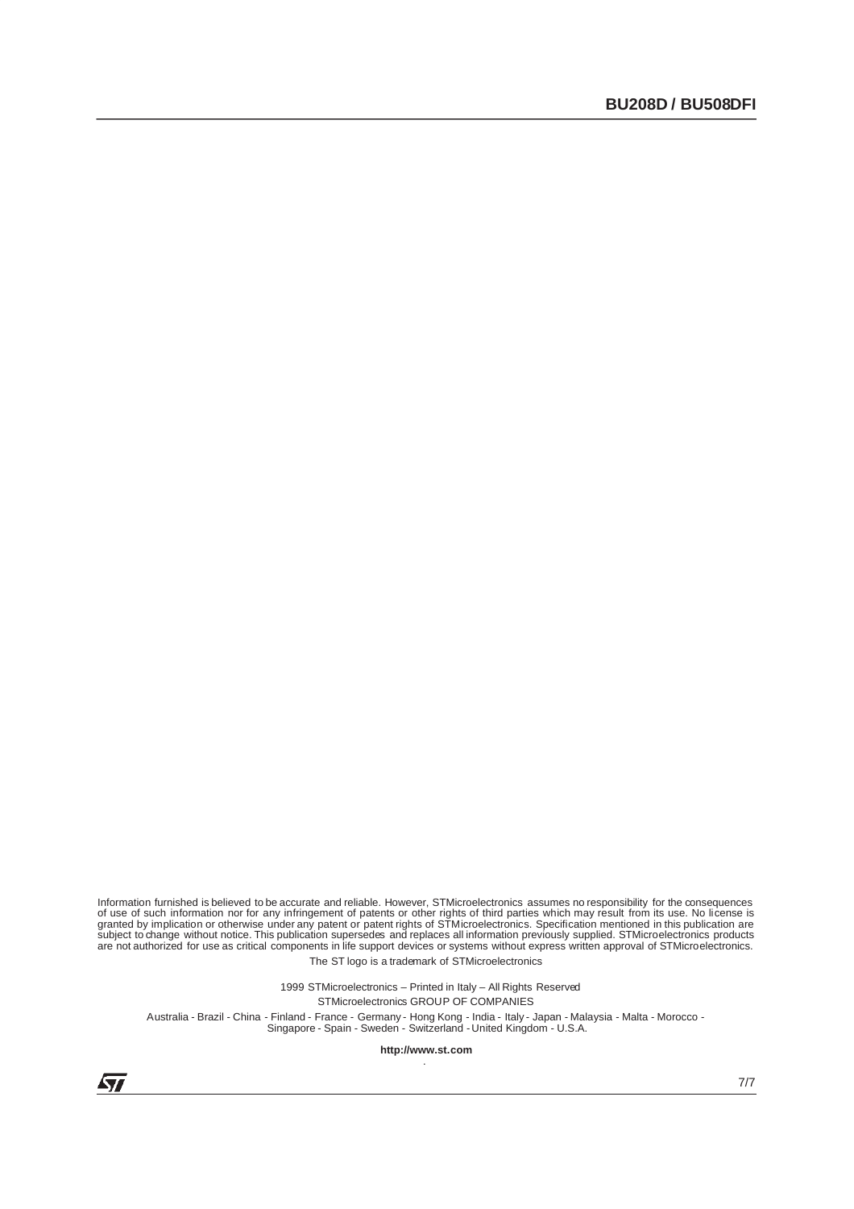Information furnished is believed to be accurate and reliable. However, STMicroelectronics assumes no responsibility for the consequences of use of such information nor for any infringement of patents or other rights of third parties which may result from its use. No license is granted by implication or otherwise under any patent or patent rights of STMicroelectronics. Specification mentioned in this publication are subject to change without notice. This publication supersedes and replaces all information previously supplied. STMicroelectronics products are not authorized for use as critical components in life support devices or systems without express written approval of STMicroelectronics.

The ST logo is a trademark of STMicroelectronics

1999 STMicroelectronics – Printed in Italy – All Rights Reserved

STMicroelectronics GROUP OF COMPANIES

Australia - Brazil - China - Finland - France - Germany - Hong Kong - India - Italy - Japan - Malaysia - Malta - Morocco - Singapore - Spain - Sweden - Switzerland - United Kingdom - U.S.A.

**http://www.st.com**